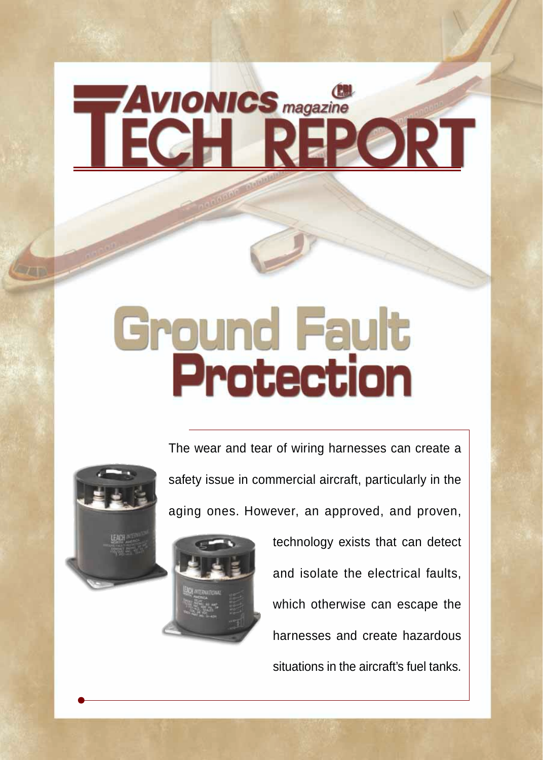# Avionics magazine TECH REPORT

# Ground Fault Protection

The wear and tear of wiring harnesses can create a safety issue in commercial aircraft, particularly in the aging ones. However, an approved, and proven, technology exists that can detect and isolate the electrical faults, which otherwise can escape the harnesses and create hazardous situations in the aircraft's fuel tanks.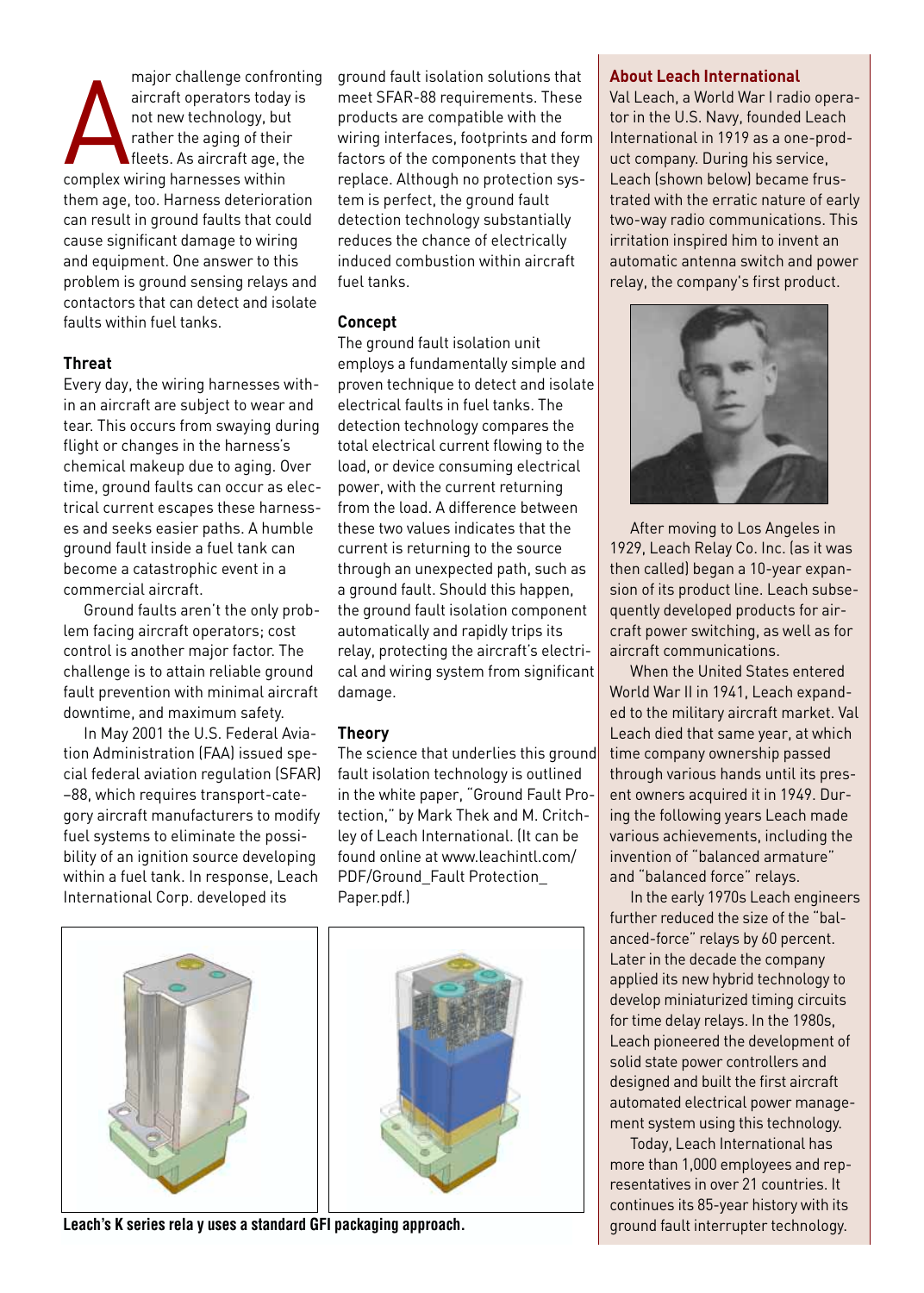A major challenge confronting aircraft operators today is not new technology, but rather the aging of their fleets. As aircraft age, the complex wiring harnesses within them age, too. Harness deterioration can result in ground faults that could cause significant damage to wiring and equipment. One answer to this problem is ground sensing relays and contactors that can detect and isolate faults within fuel tanks.

### Threat

Every day, the wiring harnesses within an aircraft are subject to wear and tear. This occurs from swaying during flight or changes in the harness's chemical makeup due to aging. Over time, ground faults can occur as electrical current escapes these harnesses and seeks easier paths. A humble ground fault inside a fuel tank can become a catastrophic event in a commercial aircraft.

Ground faults aren't the only problem facing aircraft operators; cost control is another major factor. The challenge is to attain reliable ground fault prevention with minimal aircraft downtime, and maximum safety.

In May 2001 the U.S. Federal Aviation Administration (FAA) issued special federal aviation regulation (SFAR) –88, which requires transport-category aircraft manufacturers to modify fuel systems to eliminate the possibility of an ignition source developing within a fuel tank. In response, Leach International Corp. developed its ground fault isolation solutions that meet SFAR-88 requirements. These products are compatible with the wiring interfaces, footprints and form factors of the components that they replace. Although no protection system is perfect, the ground fault detection technology substantially reduces the chance of electrically induced combustion within aircraft fuel tanks.

### Concept

The ground fault isolation unit employs a fundamentally simple and proven technique to detect and isolate electrical faults in fuel tanks. The detection technology compares the total electrical current flowing to the load, or device consuming electrical power, with the current returning from the load. A difference between these two values indicates that the current is returning to the source through an unexpected path, such as a ground fault. Should this happen, the ground fault isolation component automatically and rapidly trips its relay, protecting the aircraft's electrical and wiring system from significant damage.

### Theory

The science that underlies this ground fault isolation technology is outlined in the white paper, "Ground Fault Protection," by Mark Thek and M. Critchley of Leach International. (It can be found online at www.leachintl.com/PDF/Ground_Fault Protection_Paper.pdf.)

**Leach's K series rela y uses a standard GFI packaging approach.**

### About Leach International

Val Leach, a World War I radio operator in the U.S. Navy, founded Leach International in 1919 as a one-product company. During his service, Leach (shown below) became frustrated with the erratic nature of early two-way radio communications. This irritation inspired him to invent an automatic antenna switch and power relay, the company's first product.

After moving to Los Angeles in 1929, Leach Relay Co. Inc. (as it was then called) began a 10-year expansion of its product line. Leach subsequently developed products for aircraft power switching, as well as for aircraft communications.

When the United States entered World War II in 1941, Leach expanded to the military aircraft market. Val Leach died that same year, at which time company ownership passed through various hands until its present owners acquired it in 1949. During the following years Leach made various achievements, including the invention of "balanced armature" and "balanced force" relays.

In the early 1970s Leach engineers further reduced the size of the "balanced-force" relays by 60 percent. Later in the decade the company applied its new hybrid technology to develop miniaturized timing circuits for time delay relays. In the 1980s, Leach pioneered the development of solid state power controllers and designed and built the first aircraft automated electrical power management system using this technology.

Today, Leach International has more than 1,000 employees and representatives in over 21 countries. It continues its 85-year history with its ground fault interrupter technology.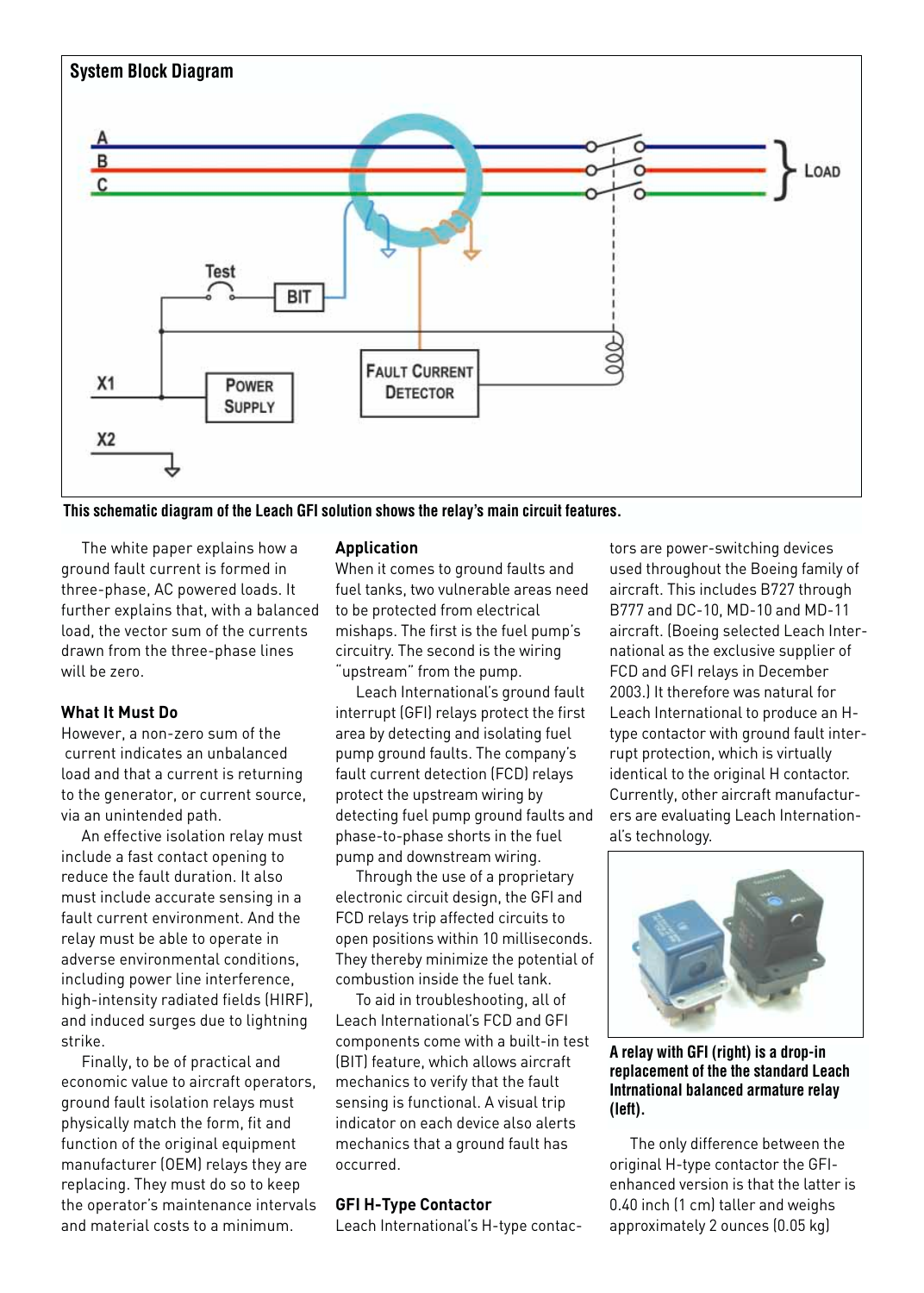**System Block Diagram**

This schematic diagram of the Leach GFI solution shows the relay's main circuit features.

The white paper explains how a ground fault current is formed in three-phase, AC powered loads. It further explains that, with a balanced load, the vector sum of the currents drawn from the three-phase lines will be zero.

### What It Must Do

However, a non-zero sum of the current indicates an unbalanced load and that a current is returning to the generator, or current source, via an unintended path.

An effective isolation relay must include a fast contact opening to reduce the fault duration. It also must include accurate sensing in a fault current environment. And the relay must be able to operate in adverse environmental conditions, including power line interference, high-intensity radiated fields (HIRF), and induced surges due to lightning strike.

Finally, to be of practical and economic value to aircraft operators, ground fault isolation relays must physically match the form, fit and function of the original equipment manufacturer (OEM) relays they are replacing. They must do so to keep the operator's maintenance intervals and material costs to a minimum.

### Application

When it comes to ground faults and fuel tanks, two vulnerable areas need to be protected from electrical mishaps. The first is the fuel pump's circuitry. The second is the wiring "upstream" from the pump.

Leach International's ground fault interrupt (GFI) relays protect the first area by detecting and isolating fuel pump ground faults. The company's fault current detection (FCD) relays protect the upstream wiring by detecting fuel pump ground faults and phase-to-phase shorts in the fuel pump and downstream wiring.

Through the use of a proprietary electronic circuit design, the GFI and FCD relays trip affected circuits to open positions within 10 milliseconds. They thereby minimize the potential of combustion inside the fuel tank.

To aid in troubleshooting, all of Leach International's FCD and GFI components come with a built-in test (BIT) feature, which allows aircraft mechanics to verify that the fault sensing is functional. A visual trip indicator on each device also alerts mechanics that a ground fault has occurred.

### GFI H-Type Contactor

Leach International's H-type contactors are power-switching devices used throughout the Boeing family of aircraft. This includes B727 through B777 and DC-10, MD-10 and MD-11 aircraft. (Boeing selected Leach International as the exclusive supplier of FCD and GFI relays in December 2003.) It therefore was natural for Leach International to produce an H-type contactor with ground fault interrupt protection, which is virtually identical to the original H contactor. Currently, other aircraft manufacturers are evaluating Leach International's technology.

**A relay with GFI (right) is a drop-in replacement of the the standard Leach Intrnational balanced armature relay (left).**

The only difference between the original H-type contactor the GFI-enhanced version is that the latter is 0.40 inch (1 cm) taller and weighs approximately 2 ounces (0.05 kg)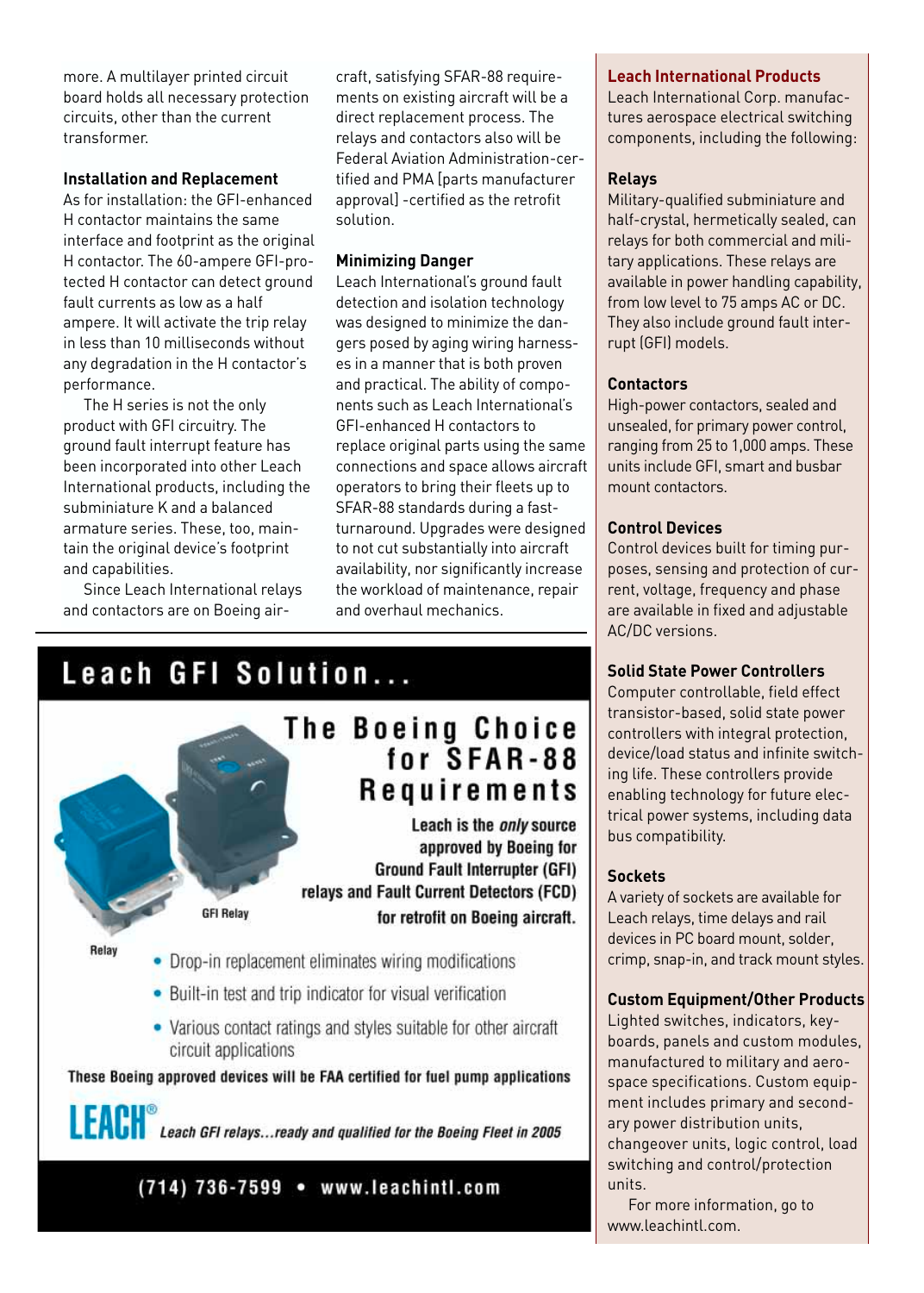more. A multilayer printed circuit board holds all necessary protection circuits, other than the current transformer.

### Installation and Replacement

As for installation: the GFI-enhanced H contactor maintains the same interface and footprint as the original H contactor. The 60-ampere GFI-protected H contactor can detect ground fault currents as low as a half ampere. It will activate the trip relay in less than 10 milliseconds without any degradation in the H contactor's performance.

The H series is not the only product with GFI circuitry. The ground fault interrupt feature has been incorporated into other Leach International products, including the subminiature K and a balanced armature series. These, too, maintain the original device's footprint and capabilities.

Since Leach International relays and contactors are on Boeing aircraft, satisfying SFAR-88 requirements on existing aircraft will be a direct replacement process. The relays and contactors also will be Federal Aviation Administration-certified and PMA [parts manufacturer approval] -certified as the retrofit solution.

### Minimizing Danger

Leach International's ground fault detection and isolation technology was designed to minimize the dangers posed by aging wiring harnesses in a manner that is both proven and practical. The ability of components such as Leach International's GFI-enhanced H contactors to replace original parts using the same connections and space allows aircraft operators to bring their fleets up to SFAR-88 standards during a fast-turnaround. Upgrades were designed to not cut substantially into aircraft availability, nor significantly increase the workload of maintenance, repair and overhaul mechanics.

## Leach GFI Solution...

### The Boeing Choice for SFAR-88 Requirements

**Leach is the *only* source approved by Boeing for Ground Fault Interrupter (GFI) relays and Fault Current Detectors (FCD) for retrofit on Boeing aircraft.**

GFI Relay

Relay

- Drop-in replacement eliminates wiring modifications
- Built-in test and trip indicator for visual verification
- Various contact ratings and styles suitable for other aircraft circuit applications

**These Boeing approved devices will be FAA certified for fuel pump applications**

**LEACH®** *Leach GFI relays...ready and qualified for the Boeing Fleet in 2005*

(714) 736-7599 • www.leachintl.com

### Leach International Products

Leach International Corp. manufactures aerospace electrical switching components, including the following:

#### Relays

Military-qualified subminiature and half-crystal, hermetically sealed, can relays for both commercial and military applications. These relays are available in power handling capability, from low level to 75 amps AC or DC. They also include ground fault interrupt (GFI) models.

#### Contactors

High-power contactors, sealed and unsealed, for primary power control, ranging from 25 to 1,000 amps. These units include GFI, smart and busbar mount contactors.

#### Control Devices

Control devices built for timing purposes, sensing and protection of current, voltage, frequency and phase are available in fixed and adjustable AC/DC versions.

#### Solid State Power Controllers

Computer controllable, field effect transistor-based, solid state power controllers with integral protection, device/load status and infinite switching life. These controllers provide enabling technology for future electrical power systems, including data bus compatibility.

#### Sockets

A variety of sockets are available for Leach relays, time delays and rail devices in PC board mount, solder, crimp, snap-in, and track mount styles.

#### Custom Equipment/Other Products

Lighted switches, indicators, keyboards, panels and custom modules, manufactured to military and aerospace specifications. Custom equipment includes primary and secondary power distribution units, changeover units, logic control, load switching and control/protection units.

For more information, go to www.leachintl.com.